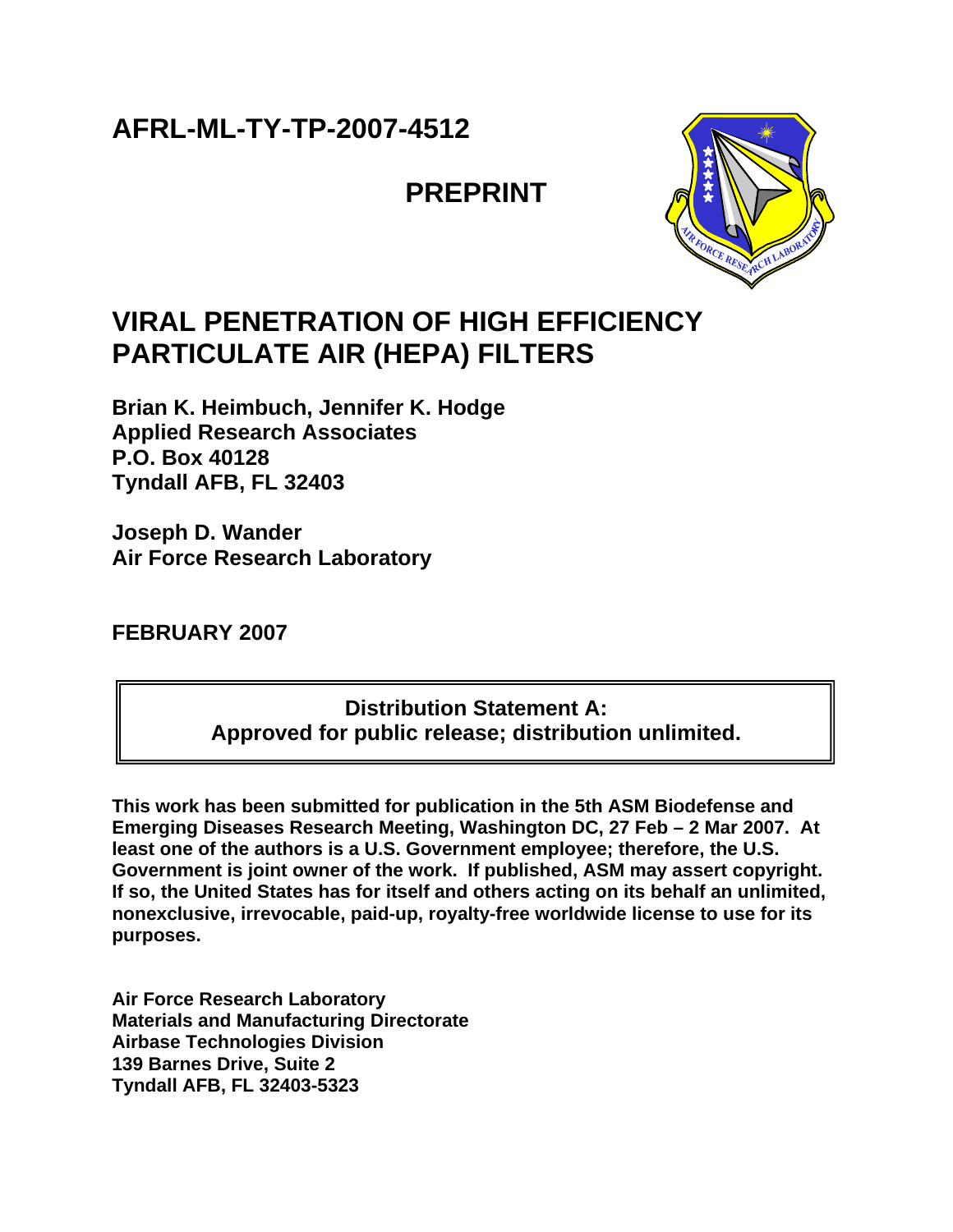**AFRL-ML-TY-TP-2007-4512**

**PREPRINT**

# VIRAL PENETRATION OF HIGH EFFICIENCY PARTICULATE AIR (HEPA) FILTERS

**Brian K. Heimbuch, Jennifer K. Hodge**
**Applied Research Associates**
**P.O. Box 40128**
**Tyndall AFB, FL 32403**

**Joseph D. Wander**
**Air Force Research Laboratory**

**FEBRUARY 2007**

**Distribution Statement A:**
**Approved for public release; distribution unlimited.**

**This work has been submitted for publication in the 5th ASM Biodefense and Emerging Diseases Research Meeting, Washington DC, 27 Feb – 2 Mar 2007. At least one of the authors is a U.S. Government employee; therefore, the U.S. Government is joint owner of the work. If published, ASM may assert copyright. If so, the United States has for itself and others acting on its behalf an unlimited, nonexclusive, irrevocable, paid-up, royalty-free worldwide license to use for its purposes.**

**Air Force Research Laboratory**
**Materials and Manufacturing Directorate**
**Airbase Technologies Division**
**139 Barnes Drive, Suite 2**
**Tyndall AFB, FL 32403-5323**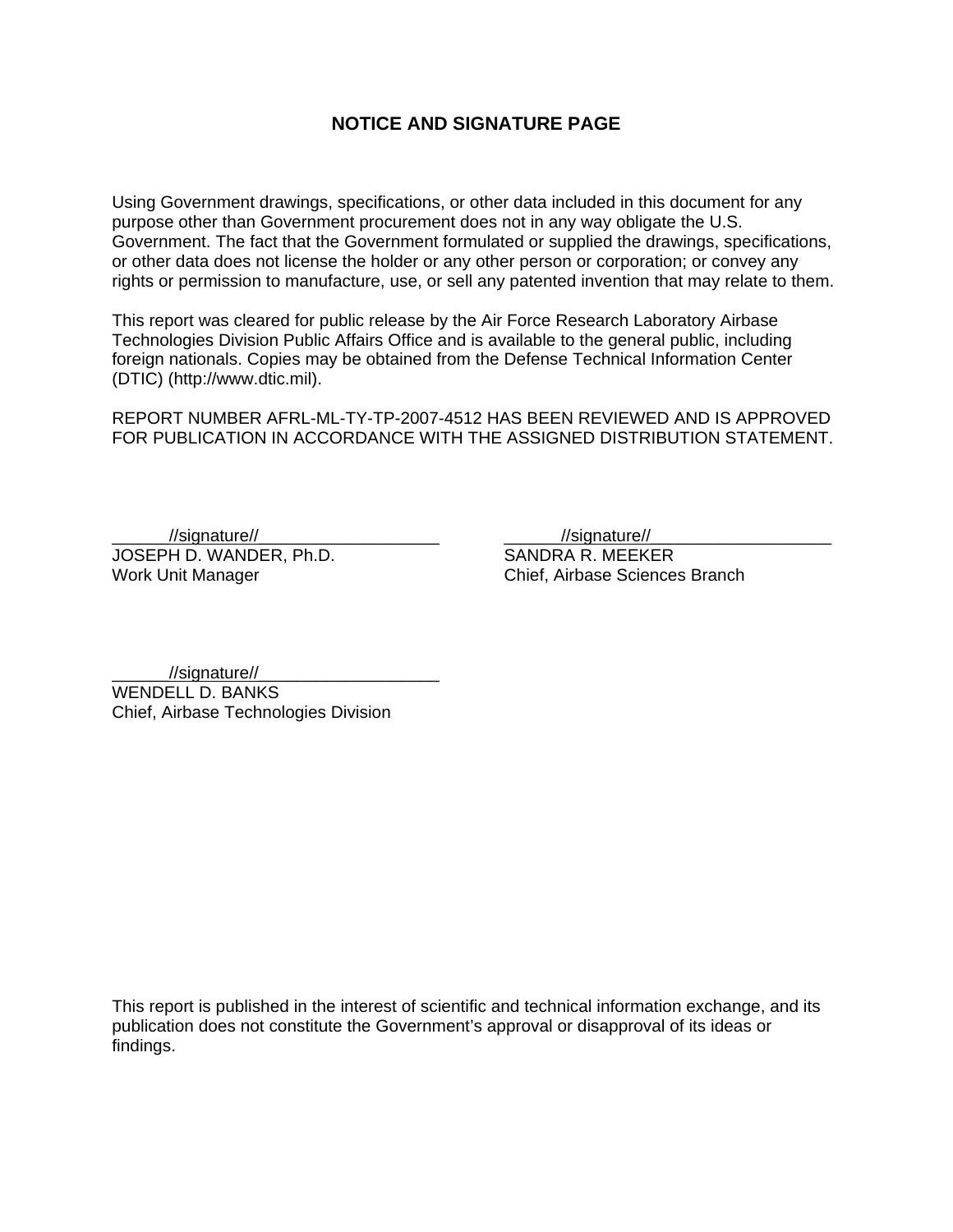## NOTICE AND SIGNATURE PAGE

Using Government drawings, specifications, or other data included in this document for any purpose other than Government procurement does not in any way obligate the U.S. Government. The fact that the Government formulated or supplied the drawings, specifications, or other data does not license the holder or any other person or corporation; or convey any rights or permission to manufacture, use, or sell any patented invention that may relate to them.

This report was cleared for public release by the Air Force Research Laboratory Airbase Technologies Division Public Affairs Office and is available to the general public, including foreign nationals. Copies may be obtained from the Defense Technical Information Center (DTIC) (http://www.dtic.mil).

REPORT NUMBER AFRL-ML-TY-TP-2007-4512 HAS BEEN REVIEWED AND IS APPROVED FOR PUBLICATION IN ACCORDANCE WITH THE ASSIGNED DISTRIBUTION STATEMENT.

//signature//
JOSEPH D. WANDER, Ph.D.
Work Unit Manager

//signature//
SANDRA R. MEEKER
Chief, Airbase Sciences Branch

//signature//
WENDELL D. BANKS
Chief, Airbase Technologies Division

This report is published in the interest of scientific and technical information exchange, and its publication does not constitute the Government's approval or disapproval of its ideas or findings.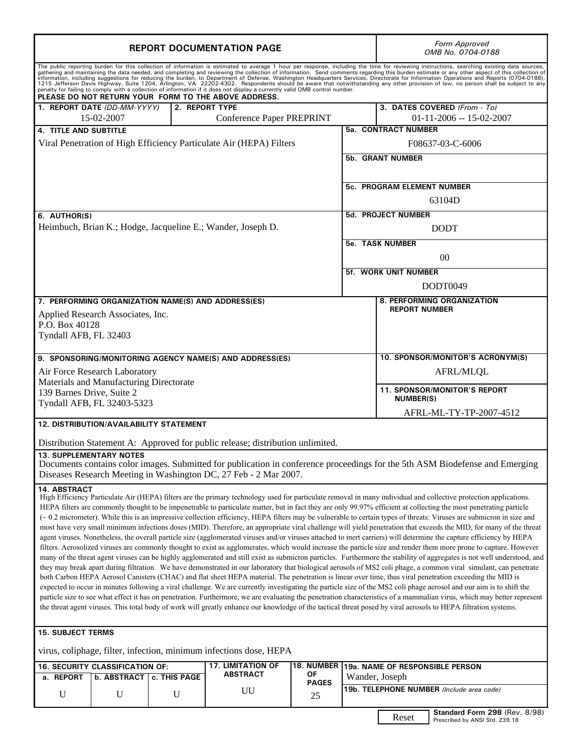# REPORT DOCUMENTATION PAGE

*Form Approved*
*OMB No. 0704-0188*

The public reporting burden for this collection of information is estimated to average 1 hour per response, including the time for reviewing instructions, searching existing data sources, gathering and maintaining the data needed, and completing and reviewing the collection of information. Send comments regarding this burden estimate or any other aspect of this collection of information, including suggestions for reducing the burden, to Department of Defense, Washington Headquarters Services, Directorate for Information Operations and Reports (0704-0188), 1215 Jefferson Davis Highway, Suite 1204, Arlington, VA 22202-4302. Respondents should be aware that notwithstanding any other provision of law, no person shall be subject to any penalty for failing to comply with a collection of information if it does not display a currently valid OMB control number.

**PLEASE DO NOT RETURN YOUR FORM TO THE ABOVE ADDRESS.**

| 1. REPORT DATE *(DD-MM-YYYY)* | 2. REPORT TYPE | 3. DATES COVERED *(From - To)* |
|---|---|---|
| 15-02-2007 | Conference Paper PREPRINT | 01-11-2006 -- 15-02-2007 |

**4. TITLE AND SUBTITLE**
Viral Penetration of High Efficiency Particulate Air (HEPA) Filters

**5a. CONTRACT NUMBER**
F08637-03-C-6006

**5b. GRANT NUMBER**

**5c. PROGRAM ELEMENT NUMBER**
63104D

**6. AUTHOR(S)**
Heimbuch, Brian K.; Hodge, Jacqueline E.; Wander, Joseph D.

**5d. PROJECT NUMBER**
DODT

**5e. TASK NUMBER**
00

**5f. WORK UNIT NUMBER**
DODT0049

**7. PERFORMING ORGANIZATION NAME(S) AND ADDRESS(ES)**
Applied Research Associates, Inc.
P.O. Box 40128
Tyndall AFB, FL 32403

**8. PERFORMING ORGANIZATION REPORT NUMBER**

**9. SPONSORING/MONITORING AGENCY NAME(S) AND ADDRESS(ES)**
Air Force Research Laboratory
Materials and Manufacturing Directorate
139 Barnes Drive, Suite 2
Tyndall AFB, FL 32403-5323

**10. SPONSOR/MONITOR'S ACRONYM(S)**
AFRL/MLQL

**11. SPONSOR/MONITOR'S REPORT NUMBER(S)**
AFRL-ML-TY-TP-2007-4512

**12. DISTRIBUTION/AVAILABILITY STATEMENT**

Distribution Statement A: Approved for public release; distribution unlimited.

**13. SUPPLEMENTARY NOTES**
Documents contains color images. Submitted for publication in conference proceedings for the 5th ASM Biodefense and Emerging Diseases Research Meeting in Washington DC, 27 Feb - 2 Mar 2007.

**14. ABSTRACT**
High Efficiency Particulate Air (HEPA) filters are the primary technology used for particulate removal in many individual and collective protection applications. HEPA filters are commonly thought to be impenetrable to particulate matter, but in fact they are only 99.97% efficient at collecting the most penetrating particle (~ 0.2 micrometer). While this is an impressive collection efficiency, HEPA filters may be vulnerable to certain types of threats: Viruses are submicron in size and most have very small minimum infections doses (MID). Therefore, an appropriate viral challenge will yield penetration that exceeds the MID, for many of the threat agent viruses. Nonetheless, the overall particle size (agglomerated viruses and/or viruses attached to inert carriers) will determine the capture efficiency by HEPA filters. Aerosolized viruses are commonly thought to exist as agglomerates, which would increase the particle size and render them more prone to capture. However many of the threat agent viruses can be highly agglomerated and still exist as submicron particles. Furthermore the stability of aggregates is not well understood, and they may break apart during filtration. We have demonstrated in our laboratory that biological aerosols of MS2 coli phage, a common viral simulant, can penetrate both Carbon HEPA Aerosol Canisters (CHAC) and flat sheet HEPA material. The penetration is linear over time, thus viral penetration exceeding the MID is expected to occur in minutes following a viral challenge. We are currently investigating the particle size of the MS2 coli phage aerosol and our aim is to shift the particle size to see what effect it has on penetration. Furthermore, we are evaluating the penetration characteristics of a mammalian virus, which may better represent the threat agent viruses. This total body of work will greatly enhance our knowledge of the tactical threat posed by viral aerosols to HEPA filtration systems.

**15. SUBJECT TERMS**

virus, coliphage, filter, infection, minimum infections dose, HEPA

| 16. SECURITY CLASSIFICATION OF: | | | 17. LIMITATION OF ABSTRACT | 18. NUMBER OF PAGES | 19a. NAME OF RESPONSIBLE PERSON |
|---|---|---|---|---|---|
| a. REPORT | b. ABSTRACT | c. THIS PAGE | | | Wander, Joseph |
| U | U | U | UU | 25 | 19b. TELEPHONE NUMBER *(Include area code)* |

Reset

**Standard Form 298** (Rev. 8/98)
Prescribed by ANSI Std. Z39.18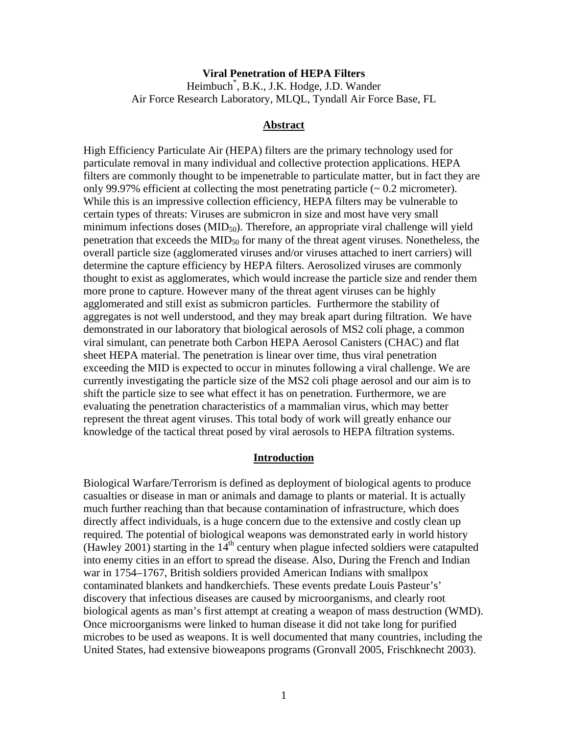**Viral Penetration of HEPA Filters**

Heimbuch[*], B.K., J.K. Hodge, J.D. Wander
Air Force Research Laboratory, MLQL, Tyndall Air Force Base, FL

## Abstract

High Efficiency Particulate Air (HEPA) filters are the primary technology used for particulate removal in many individual and collective protection applications. HEPA filters are commonly thought to be impenetrable to particulate matter, but in fact they are only 99.97% efficient at collecting the most penetrating particle (~ 0.2 micrometer). While this is an impressive collection efficiency, HEPA filters may be vulnerable to certain types of threats: Viruses are submicron in size and most have very small minimum infections doses ($MID_{50}$). Therefore, an appropriate viral challenge will yield penetration that exceeds the $MID_{50}$ for many of the threat agent viruses. Nonetheless, the overall particle size (agglomerated viruses and/or viruses attached to inert carriers) will determine the capture efficiency by HEPA filters. Aerosolized viruses are commonly thought to exist as agglomerates, which would increase the particle size and render them more prone to capture. However many of the threat agent viruses can be highly agglomerated and still exist as submicron particles. Furthermore the stability of aggregates is not well understood, and they may break apart during filtration. We have demonstrated in our laboratory that biological aerosols of MS2 coli phage, a common viral simulant, can penetrate both Carbon HEPA Aerosol Canisters (CHAC) and flat sheet HEPA material. The penetration is linear over time, thus viral penetration exceeding the MID is expected to occur in minutes following a viral challenge. We are currently investigating the particle size of the MS2 coli phage aerosol and our aim is to shift the particle size to see what effect it has on penetration. Furthermore, we are evaluating the penetration characteristics of a mammalian virus, which may better represent the threat agent viruses. This total body of work will greatly enhance our knowledge of the tactical threat posed by viral aerosols to HEPA filtration systems.

## Introduction

Biological Warfare/Terrorism is defined as deployment of biological agents to produce casualties or disease in man or animals and damage to plants or material. It is actually much further reaching than that because contamination of infrastructure, which does directly affect individuals, is a huge concern due to the extensive and costly clean up required. The potential of biological weapons was demonstrated early in world history (Hawley 2001) starting in the 14th century when plague infected soldiers were catapulted into enemy cities in an effort to spread the disease. Also, During the French and Indian war in 1754–1767, British soldiers provided American Indians with smallpox contaminated blankets and handkerchiefs. These events predate Louis Pasteur's' discovery that infectious diseases are caused by microorganisms, and clearly root biological agents as man's first attempt at creating a weapon of mass destruction (WMD). Once microorganisms were linked to human disease it did not take long for purified microbes to be used as weapons. It is well documented that many countries, including the United States, had extensive bioweapons programs (Gronvall 2005, Frischknecht 2003).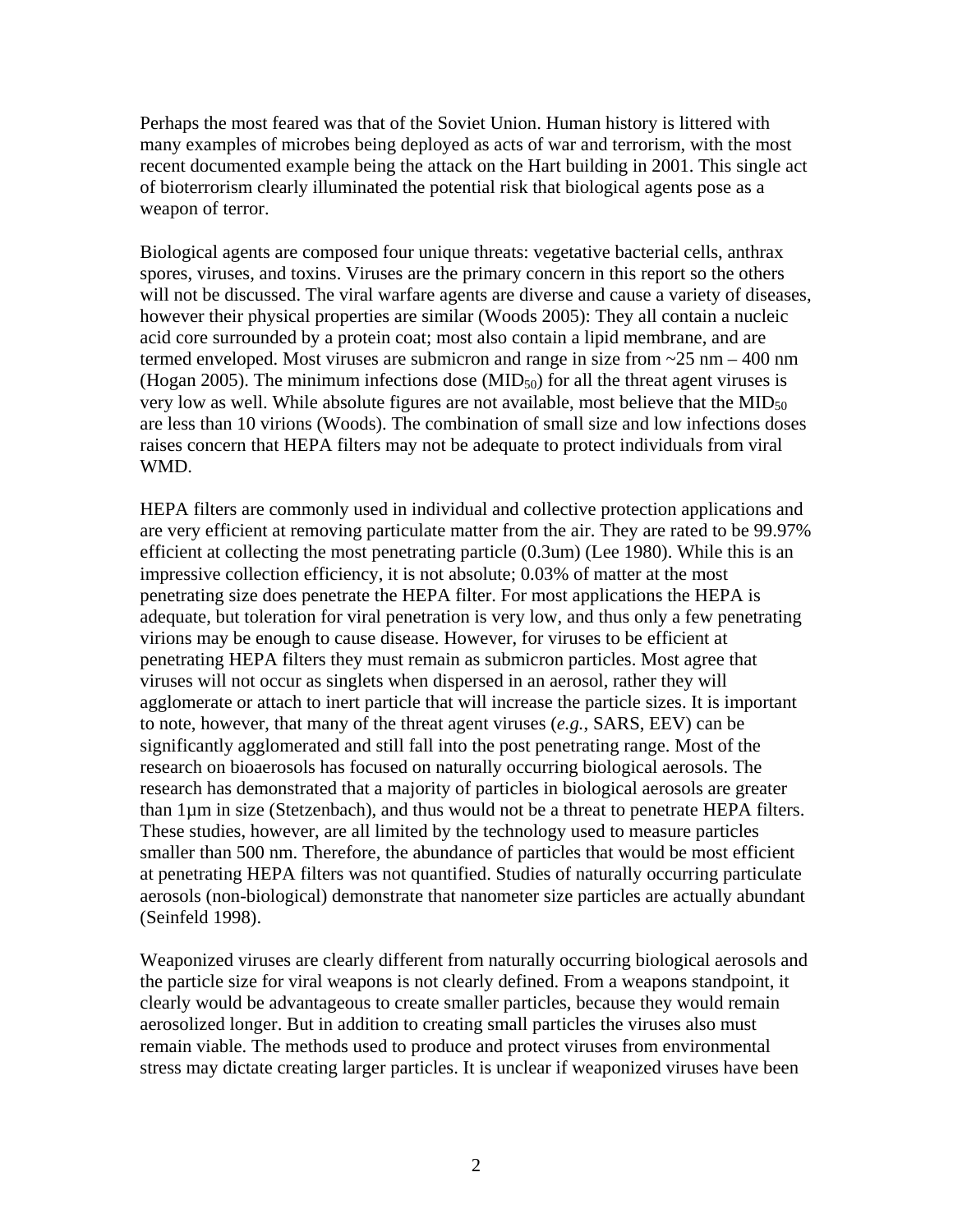Perhaps the most feared was that of the Soviet Union. Human history is littered with many examples of microbes being deployed as acts of war and terrorism, with the most recent documented example being the attack on the Hart building in 2001. This single act of bioterrorism clearly illuminated the potential risk that biological agents pose as a weapon of terror.

Biological agents are composed four unique threats: vegetative bacterial cells, anthrax spores, viruses, and toxins. Viruses are the primary concern in this report so the others will not be discussed. The viral warfare agents are diverse and cause a variety of diseases, however their physical properties are similar (Woods 2005): They all contain a nucleic acid core surrounded by a protein coat; most also contain a lipid membrane, and are termed enveloped. Most viruses are submicron and range in size from ~25 nm – 400 nm (Hogan 2005). The minimum infections dose ($MID_{50}$) for all the threat agent viruses is very low as well. While absolute figures are not available, most believe that the $MID_{50}$ are less than 10 virions (Woods). The combination of small size and low infections doses raises concern that HEPA filters may not be adequate to protect individuals from viral WMD.

HEPA filters are commonly used in individual and collective protection applications and are very efficient at removing particulate matter from the air. They are rated to be 99.97% efficient at collecting the most penetrating particle (0.3um) (Lee 1980). While this is an impressive collection efficiency, it is not absolute; 0.03% of matter at the most penetrating size does penetrate the HEPA filter. For most applications the HEPA is adequate, but toleration for viral penetration is very low, and thus only a few penetrating virions may be enough to cause disease. However, for viruses to be efficient at penetrating HEPA filters they must remain as submicron particles. Most agree that viruses will not occur as singlets when dispersed in an aerosol, rather they will agglomerate or attach to inert particle that will increase the particle sizes. It is important to note, however, that many of the threat agent viruses (*e.g.*, SARS, EEV) can be significantly agglomerated and still fall into the post penetrating range. Most of the research on bioaerosols has focused on naturally occurring biological aerosols. The research has demonstrated that a majority of particles in biological aerosols are greater than 1µm in size (Stetzenbach), and thus would not be a threat to penetrate HEPA filters. These studies, however, are all limited by the technology used to measure particles smaller than 500 nm. Therefore, the abundance of particles that would be most efficient at penetrating HEPA filters was not quantified. Studies of naturally occurring particulate aerosols (non-biological) demonstrate that nanometer size particles are actually abundant (Seinfeld 1998).

Weaponized viruses are clearly different from naturally occurring biological aerosols and the particle size for viral weapons is not clearly defined. From a weapons standpoint, it clearly would be advantageous to create smaller particles, because they would remain aerosolized longer. But in addition to creating small particles the viruses also must remain viable. The methods used to produce and protect viruses from environmental stress may dictate creating larger particles. It is unclear if weaponized viruses have been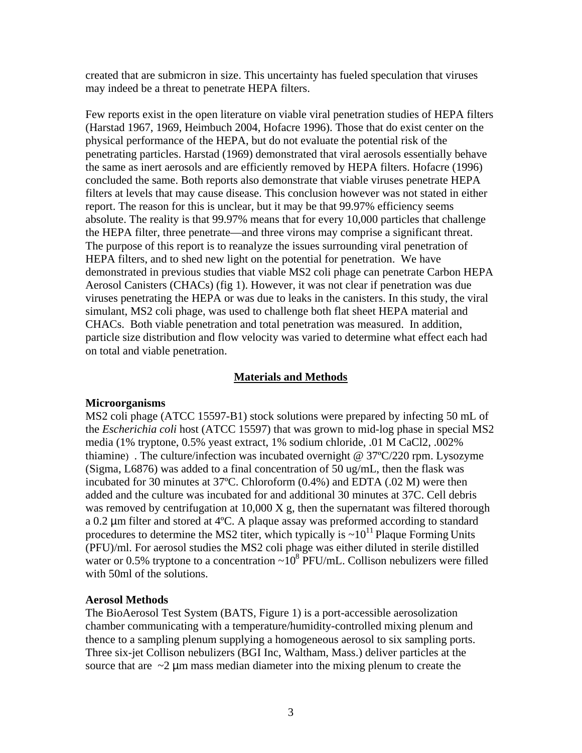created that are submicron in size. This uncertainty has fueled speculation that viruses may indeed be a threat to penetrate HEPA filters.

Few reports exist in the open literature on viable viral penetration studies of HEPA filters (Harstad 1967, 1969, Heimbuch 2004, Hofacre 1996). Those that do exist center on the physical performance of the HEPA, but do not evaluate the potential risk of the penetrating particles. Harstad (1969) demonstrated that viral aerosols essentially behave the same as inert aerosols and are efficiently removed by HEPA filters. Hofacre (1996) concluded the same. Both reports also demonstrate that viable viruses penetrate HEPA filters at levels that may cause disease. This conclusion however was not stated in either report. The reason for this is unclear, but it may be that 99.97% efficiency seems absolute. The reality is that 99.97% means that for every 10,000 particles that challenge the HEPA filter, three penetrate—and three virons may comprise a significant threat. The purpose of this report is to reanalyze the issues surrounding viral penetration of HEPA filters, and to shed new light on the potential for penetration. We have demonstrated in previous studies that viable MS2 coli phage can penetrate Carbon HEPA Aerosol Canisters (CHACs) (fig 1). However, it was not clear if penetration was due viruses penetrating the HEPA or was due to leaks in the canisters. In this study, the viral simulant, MS2 coli phage, was used to challenge both flat sheet HEPA material and CHACs. Both viable penetration and total penetration was measured. In addition, particle size distribution and flow velocity was varied to determine what effect each had on total and viable penetration.

## Materials and Methods

### Microorganisms

MS2 coli phage (ATCC 15597-B1) stock solutions were prepared by infecting 50 mL of the *Escherichia coli* host (ATCC 15597) that was grown to mid-log phase in special MS2 media (1% tryptone, 0.5% yeast extract, 1% sodium chloride, .01 M $CaCl_2$, .002% thiamine) . The culture/infection was incubated overnight @ 37ºC/220 rpm. Lysozyme (Sigma, L6876) was added to a final concentration of 50 ug/mL, then the flask was incubated for 30 minutes at 37ºC. Chloroform (0.4%) and EDTA (.02 M) were then added and the culture was incubated for and additional 30 minutes at 37C. Cell debris was removed by centrifugation at 10,000 X g, then the supernatant was filtered thorough a 0.2 μm filter and stored at 4ºC. A plaque assay was preformed according to standard procedures to determine the MS2 titer, which typically is $\sim 10^{11}$ Plaque Forming Units (PFU)/ml. For aerosol studies the MS2 coli phage was either diluted in sterile distilled water or 0.5% tryptone to a concentration $\sim 10^{8}$ PFU/mL. Collison nebulizers were filled with 50ml of the solutions.

### Aerosol Methods

The BioAerosol Test System (BATS, Figure 1) is a port-accessible aerosolization chamber communicating with a temperature/humidity-controlled mixing plenum and thence to a sampling plenum supplying a homogeneous aerosol to six sampling ports. Three six-jet Collison nebulizers (BGI Inc, Waltham, Mass.) deliver particles at the source that are ~2 μm mass median diameter into the mixing plenum to create the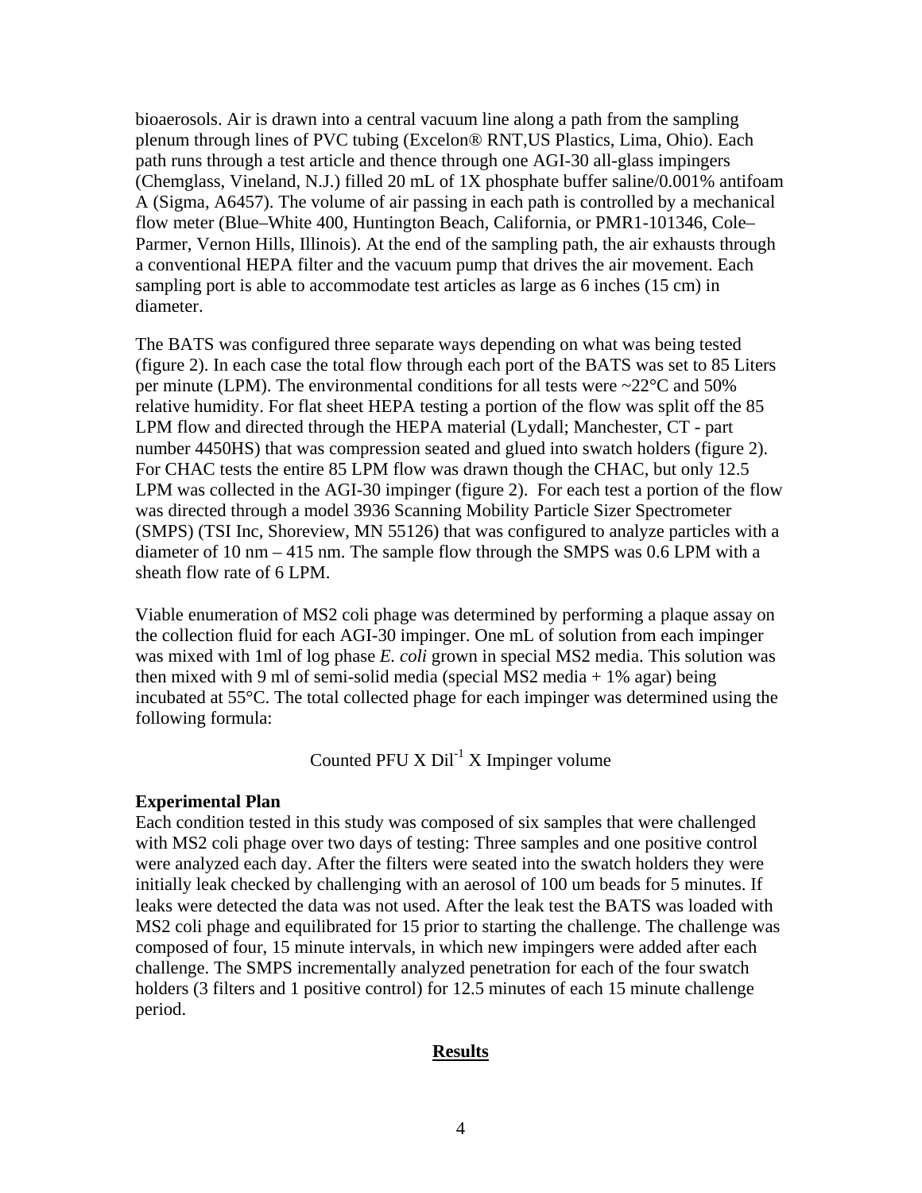bioaerosols. Air is drawn into a central vacuum line along a path from the sampling plenum through lines of PVC tubing (Excelon® RNT,US Plastics, Lima, Ohio). Each path runs through a test article and thence through one AGI-30 all-glass impingers (Chemglass, Vineland, N.J.) filled 20 mL of 1X phosphate buffer saline/0.001% antifoam A (Sigma, A6457). The volume of air passing in each path is controlled by a mechanical flow meter (Blue–White 400, Huntington Beach, California, or PMR1-101346, Cole–Parmer, Vernon Hills, Illinois). At the end of the sampling path, the air exhausts through a conventional HEPA filter and the vacuum pump that drives the air movement. Each sampling port is able to accommodate test articles as large as 6 inches (15 cm) in diameter.

The BATS was configured three separate ways depending on what was being tested (figure 2). In each case the total flow through each port of the BATS was set to 85 Liters per minute (LPM). The environmental conditions for all tests were ~22°C and 50% relative humidity. For flat sheet HEPA testing a portion of the flow was split off the 85 LPM flow and directed through the HEPA material (Lydall; Manchester, CT - part number 4450HS) that was compression seated and glued into swatch holders (figure 2). For CHAC tests the entire 85 LPM flow was drawn though the CHAC, but only 12.5 LPM was collected in the AGI-30 impinger (figure 2). For each test a portion of the flow was directed through a model 3936 Scanning Mobility Particle Sizer Spectrometer (SMPS) (TSI Inc, Shoreview, MN 55126) that was configured to analyze particles with a diameter of 10 nm – 415 nm. The sample flow through the SMPS was 0.6 LPM with a sheath flow rate of 6 LPM.

Viable enumeration of MS2 coli phage was determined by performing a plaque assay on the collection fluid for each AGI-30 impinger. One mL of solution from each impinger was mixed with 1ml of log phase *E. coli* grown in special MS2 media. This solution was then mixed with 9 ml of semi-solid media (special MS2 media + 1% agar) being incubated at 55°C. The total collected phage for each impinger was determined using the following formula:

$$\text{Counted PFU X Dil}^{-1}\text{ X Impinger volume}$$

**Experimental Plan**

Each condition tested in this study was composed of six samples that were challenged with MS2 coli phage over two days of testing: Three samples and one positive control were analyzed each day. After the filters were seated into the swatch holders they were initially leak checked by challenging with an aerosol of 100 um beads for 5 minutes. If leaks were detected the data was not used. After the leak test the BATS was loaded with MS2 coli phage and equilibrated for 15 prior to starting the challenge. The challenge was composed of four, 15 minute intervals, in which new impingers were added after each challenge. The SMPS incrementally analyzed penetration for each of the four swatch holders (3 filters and 1 positive control) for 12.5 minutes of each 15 minute challenge period.

## **Results**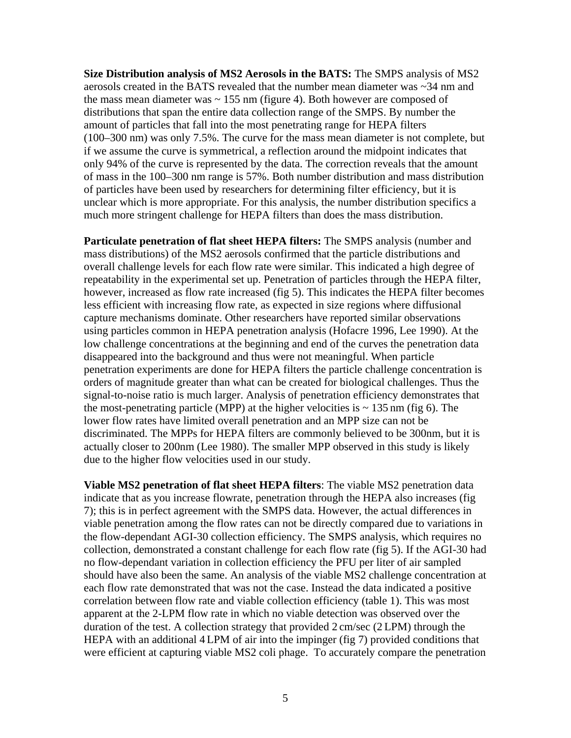**Size Distribution analysis of MS2 Aerosols in the BATS:** The SMPS analysis of MS2 aerosols created in the BATS revealed that the number mean diameter was ~34 nm and the mass mean diameter was ~ 155 nm (figure 4). Both however are composed of distributions that span the entire data collection range of the SMPS. By number the amount of particles that fall into the most penetrating range for HEPA filters (100–300 nm) was only 7.5%. The curve for the mass mean diameter is not complete, but if we assume the curve is symmetrical, a reflection around the midpoint indicates that only 94% of the curve is represented by the data. The correction reveals that the amount of mass in the 100–300 nm range is 57%. Both number distribution and mass distribution of particles have been used by researchers for determining filter efficiency, but it is unclear which is more appropriate. For this analysis, the number distribution specifics a much more stringent challenge for HEPA filters than does the mass distribution.

**Particulate penetration of flat sheet HEPA filters:** The SMPS analysis (number and mass distributions) of the MS2 aerosols confirmed that the particle distributions and overall challenge levels for each flow rate were similar. This indicated a high degree of repeatability in the experimental set up. Penetration of particles through the HEPA filter, however, increased as flow rate increased (fig 5). This indicates the HEPA filter becomes less efficient with increasing flow rate, as expected in size regions where diffusional capture mechanisms dominate. Other researchers have reported similar observations using particles common in HEPA penetration analysis (Hofacre 1996, Lee 1990). At the low challenge concentrations at the beginning and end of the curves the penetration data disappeared into the background and thus were not meaningful. When particle penetration experiments are done for HEPA filters the particle challenge concentration is orders of magnitude greater than what can be created for biological challenges. Thus the signal-to-noise ratio is much larger. Analysis of penetration efficiency demonstrates that the most-penetrating particle (MPP) at the higher velocities is ~ 135 nm (fig 6). The lower flow rates have limited overall penetration and an MPP size can not be discriminated. The MPPs for HEPA filters are commonly believed to be 300nm, but it is actually closer to 200nm (Lee 1980). The smaller MPP observed in this study is likely due to the higher flow velocities used in our study.

**Viable MS2 penetration of flat sheet HEPA filters**: The viable MS2 penetration data indicate that as you increase flowrate, penetration through the HEPA also increases (fig 7); this is in perfect agreement with the SMPS data. However, the actual differences in viable penetration among the flow rates can not be directly compared due to variations in the flow-dependant AGI-30 collection efficiency. The SMPS analysis, which requires no collection, demonstrated a constant challenge for each flow rate (fig 5). If the AGI-30 had no flow-dependant variation in collection efficiency the PFU per liter of air sampled should have also been the same. An analysis of the viable MS2 challenge concentration at each flow rate demonstrated that was not the case. Instead the data indicated a positive correlation between flow rate and viable collection efficiency (table 1). This was most apparent at the 2-LPM flow rate in which no viable detection was observed over the duration of the test. A collection strategy that provided 2 cm/sec (2 LPM) through the HEPA with an additional 4 LPM of air into the impinger (fig 7) provided conditions that were efficient at capturing viable MS2 coli phage. To accurately compare the penetration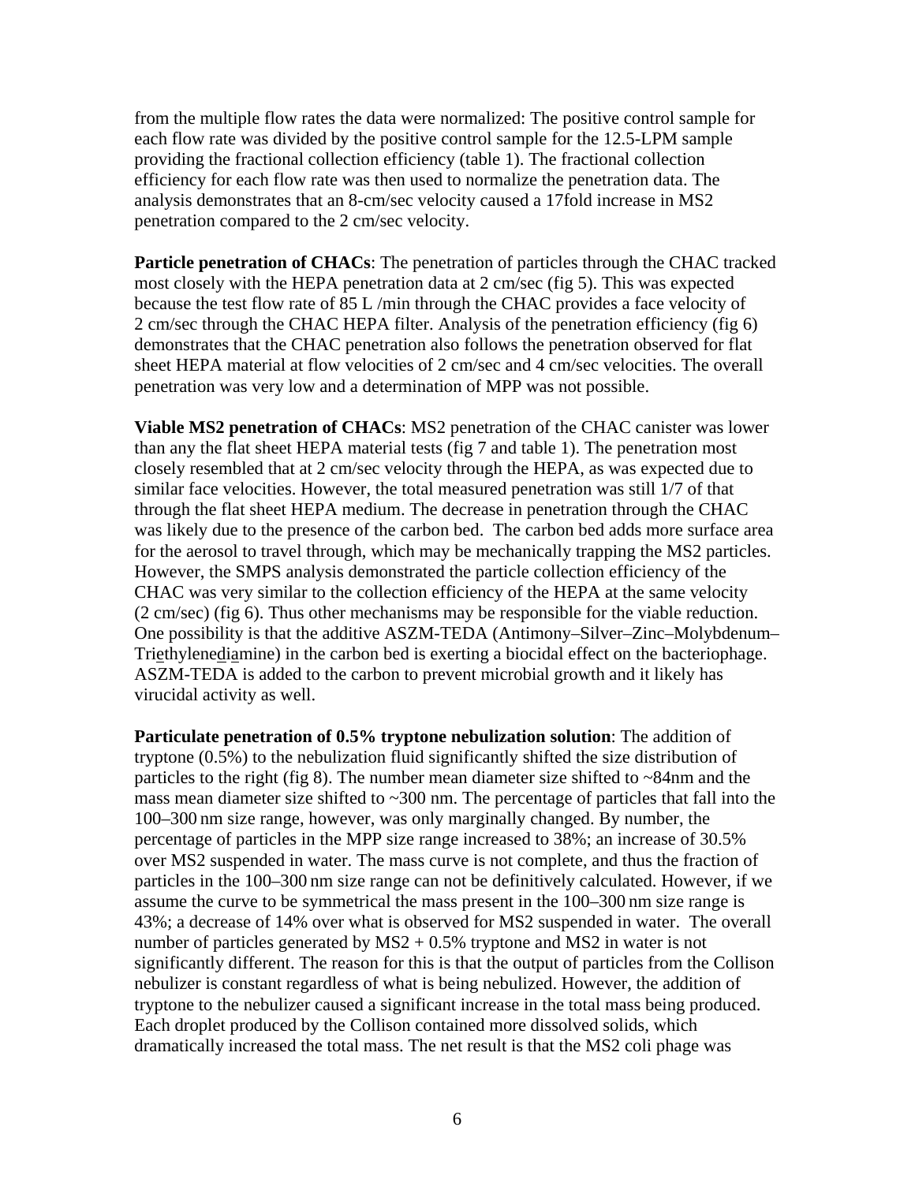from the multiple flow rates the data were normalized: The positive control sample for each flow rate was divided by the positive control sample for the 12.5-LPM sample providing the fractional collection efficiency (table 1). The fractional collection efficiency for each flow rate was then used to normalize the penetration data. The analysis demonstrates that an 8-cm/sec velocity caused a 17fold increase in MS2 penetration compared to the 2 cm/sec velocity.

**Particle penetration of CHACs**: The penetration of particles through the CHAC tracked most closely with the HEPA penetration data at 2 cm/sec (fig 5). This was expected because the test flow rate of 85 L /min through the CHAC provides a face velocity of 2 cm/sec through the CHAC HEPA filter. Analysis of the penetration efficiency (fig 6) demonstrates that the CHAC penetration also follows the penetration observed for flat sheet HEPA material at flow velocities of 2 cm/sec and 4 cm/sec velocities. The overall penetration was very low and a determination of MPP was not possible.

**Viable MS2 penetration of CHACs**: MS2 penetration of the CHAC canister was lower than any the flat sheet HEPA material tests (fig 7 and table 1). The penetration most closely resembled that at 2 cm/sec velocity through the HEPA, as was expected due to similar face velocities. However, the total measured penetration was still 1/7 of that through the flat sheet HEPA medium. The decrease in penetration through the CHAC was likely due to the presence of the carbon bed. The carbon bed adds more surface area for the aerosol to travel through, which may be mechanically trapping the MS2 particles. However, the SMPS analysis demonstrated the particle collection efficiency of the CHAC was very similar to the collection efficiency of the HEPA at the same velocity (2 cm/sec) (fig 6). Thus other mechanisms may be responsible for the viable reduction. One possibility is that the additive ASZM-TEDA (Antimony–Silver–Zinc–Molybdenum–Triethylenediamine) in the carbon bed is exerting a biocidal effect on the bacteriophage. ASZM-TEDA is added to the carbon to prevent microbial growth and it likely has virucidal activity as well.

**Particulate penetration of 0.5% tryptone nebulization solution**: The addition of tryptone (0.5%) to the nebulization fluid significantly shifted the size distribution of particles to the right (fig 8). The number mean diameter size shifted to ~84nm and the mass mean diameter size shifted to ~300 nm. The percentage of particles that fall into the 100–300 nm size range, however, was only marginally changed. By number, the percentage of particles in the MPP size range increased to 38%; an increase of 30.5% over MS2 suspended in water. The mass curve is not complete, and thus the fraction of particles in the 100–300 nm size range can not be definitively calculated. However, if we assume the curve to be symmetrical the mass present in the 100–300 nm size range is 43%; a decrease of 14% over what is observed for MS2 suspended in water. The overall number of particles generated by MS2 + 0.5% tryptone and MS2 in water is not significantly different. The reason for this is that the output of particles from the Collison nebulizer is constant regardless of what is being nebulized. However, the addition of tryptone to the nebulizer caused a significant increase in the total mass being produced. Each droplet produced by the Collison contained more dissolved solids, which dramatically increased the total mass. The net result is that the MS2 coli phage was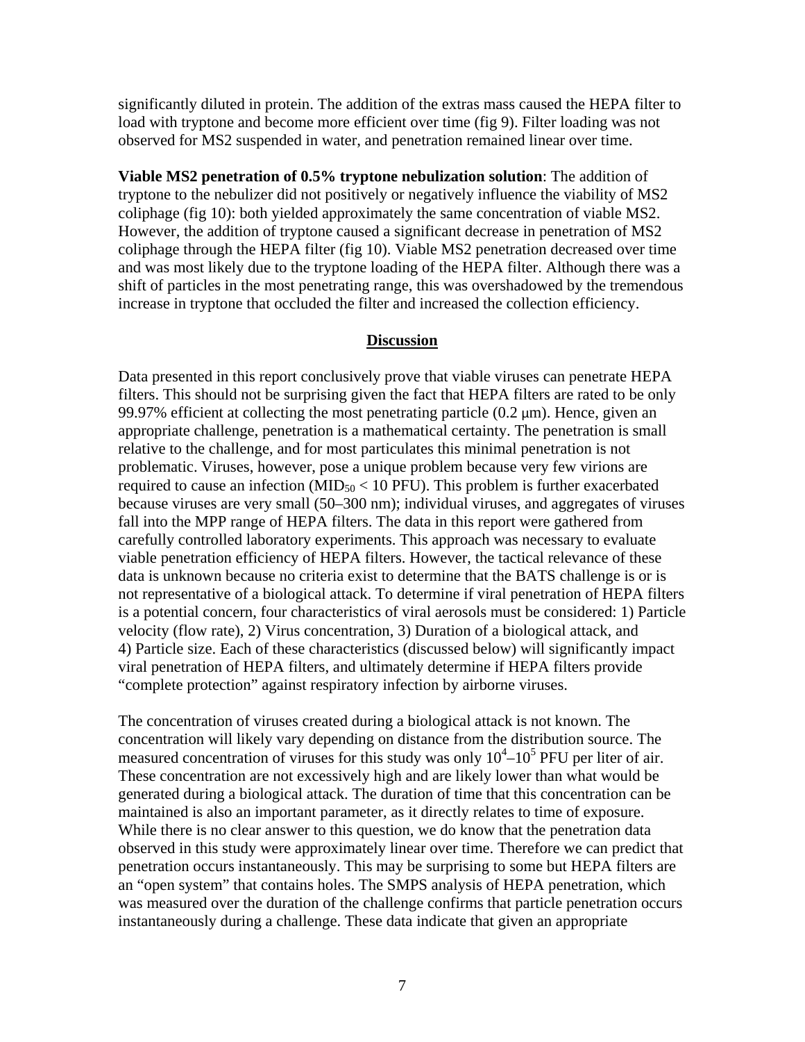significantly diluted in protein. The addition of the extras mass caused the HEPA filter to load with tryptone and become more efficient over time (fig 9). Filter loading was not observed for MS2 suspended in water, and penetration remained linear over time.

**Viable MS2 penetration of 0.5% tryptone nebulization solution**: The addition of tryptone to the nebulizer did not positively or negatively influence the viability of MS2 coliphage (fig 10): both yielded approximately the same concentration of viable MS2. However, the addition of tryptone caused a significant decrease in penetration of MS2 coliphage through the HEPA filter (fig 10). Viable MS2 penetration decreased over time and was most likely due to the tryptone loading of the HEPA filter. Although there was a shift of particles in the most penetrating range, this was overshadowed by the tremendous increase in tryptone that occluded the filter and increased the collection efficiency.

## Discussion

Data presented in this report conclusively prove that viable viruses can penetrate HEPA filters. This should not be surprising given the fact that HEPA filters are rated to be only 99.97% efficient at collecting the most penetrating particle (0.2 μm). Hence, given an appropriate challenge, penetration is a mathematical certainty. The penetration is small relative to the challenge, and for most particulates this minimal penetration is not problematic. Viruses, however, pose a unique problem because very few virions are required to cause an infection ($MID_{50} < 10$ PFU). This problem is further exacerbated because viruses are very small (50–300 nm); individual viruses, and aggregates of viruses fall into the MPP range of HEPA filters. The data in this report were gathered from carefully controlled laboratory experiments. This approach was necessary to evaluate viable penetration efficiency of HEPA filters. However, the tactical relevance of these data is unknown because no criteria exist to determine that the BATS challenge is or is not representative of a biological attack. To determine if viral penetration of HEPA filters is a potential concern, four characteristics of viral aerosols must be considered: 1) Particle velocity (flow rate), 2) Virus concentration, 3) Duration of a biological attack, and 4) Particle size. Each of these characteristics (discussed below) will significantly impact viral penetration of HEPA filters, and ultimately determine if HEPA filters provide "complete protection" against respiratory infection by airborne viruses.

The concentration of viruses created during a biological attack is not known. The concentration will likely vary depending on distance from the distribution source. The measured concentration of viruses for this study was only $10^4$–$10^5$ PFU per liter of air. These concentration are not excessively high and are likely lower than what would be generated during a biological attack. The duration of time that this concentration can be maintained is also an important parameter, as it directly relates to time of exposure. While there is no clear answer to this question, we do know that the penetration data observed in this study were approximately linear over time. Therefore we can predict that penetration occurs instantaneously. This may be surprising to some but HEPA filters are an "open system" that contains holes. The SMPS analysis of HEPA penetration, which was measured over the duration of the challenge confirms that particle penetration occurs instantaneously during a challenge. These data indicate that given an appropriate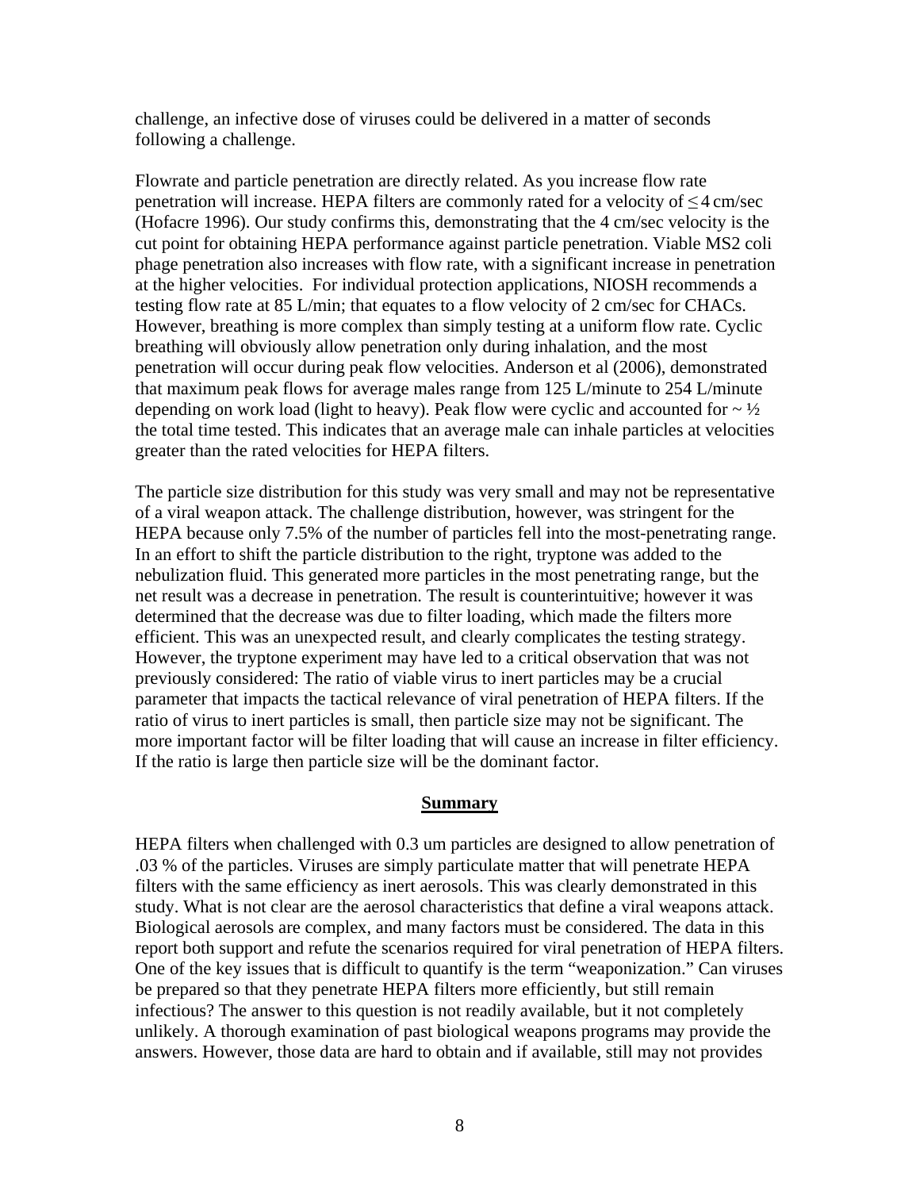challenge, an infective dose of viruses could be delivered in a matter of seconds following a challenge.

Flowrate and particle penetration are directly related. As you increase flow rate penetration will increase. HEPA filters are commonly rated for a velocity of ≤ 4 cm/sec (Hofacre 1996). Our study confirms this, demonstrating that the 4 cm/sec velocity is the cut point for obtaining HEPA performance against particle penetration. Viable MS2 coli phage penetration also increases with flow rate, with a significant increase in penetration at the higher velocities. For individual protection applications, NIOSH recommends a testing flow rate at 85 L/min; that equates to a flow velocity of 2 cm/sec for CHACs. However, breathing is more complex than simply testing at a uniform flow rate. Cyclic breathing will obviously allow penetration only during inhalation, and the most penetration will occur during peak flow velocities. Anderson et al (2006), demonstrated that maximum peak flows for average males range from 125 L/minute to 254 L/minute depending on work load (light to heavy). Peak flow were cyclic and accounted for ~ ½ the total time tested. This indicates that an average male can inhale particles at velocities greater than the rated velocities for HEPA filters.

The particle size distribution for this study was very small and may not be representative of a viral weapon attack. The challenge distribution, however, was stringent for the HEPA because only 7.5% of the number of particles fell into the most-penetrating range. In an effort to shift the particle distribution to the right, tryptone was added to the nebulization fluid. This generated more particles in the most penetrating range, but the net result was a decrease in penetration. The result is counterintuitive; however it was determined that the decrease was due to filter loading, which made the filters more efficient. This was an unexpected result, and clearly complicates the testing strategy. However, the tryptone experiment may have led to a critical observation that was not previously considered: The ratio of viable virus to inert particles may be a crucial parameter that impacts the tactical relevance of viral penetration of HEPA filters. If the ratio of virus to inert particles is small, then particle size may not be significant. The more important factor will be filter loading that will cause an increase in filter efficiency. If the ratio is large then particle size will be the dominant factor.

## Summary

HEPA filters when challenged with 0.3 um particles are designed to allow penetration of .03 % of the particles. Viruses are simply particulate matter that will penetrate HEPA filters with the same efficiency as inert aerosols. This was clearly demonstrated in this study. What is not clear are the aerosol characteristics that define a viral weapons attack. Biological aerosols are complex, and many factors must be considered. The data in this report both support and refute the scenarios required for viral penetration of HEPA filters. One of the key issues that is difficult to quantify is the term "weaponization." Can viruses be prepared so that they penetrate HEPA filters more efficiently, but still remain infectious? The answer to this question is not readily available, but it not completely unlikely. A thorough examination of past biological weapons programs may provide the answers. However, those data are hard to obtain and if available, still may not provides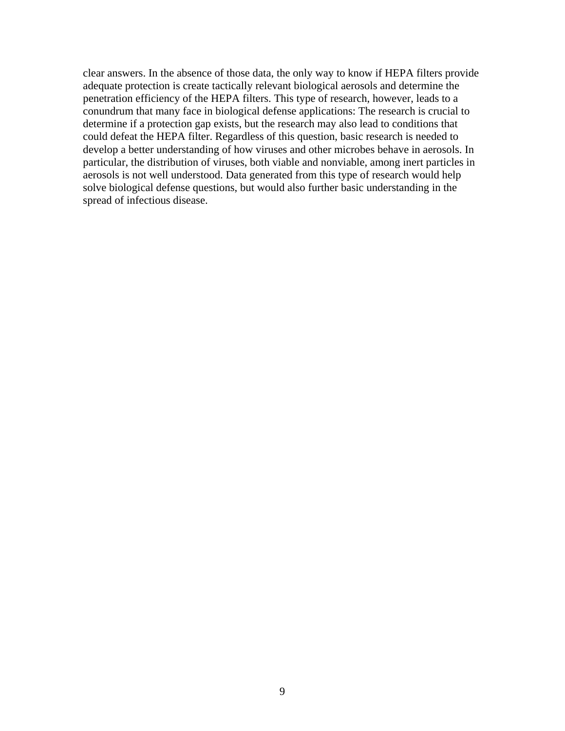clear answers. In the absence of those data, the only way to know if HEPA filters provide adequate protection is create tactically relevant biological aerosols and determine the penetration efficiency of the HEPA filters. This type of research, however, leads to a conundrum that many face in biological defense applications: The research is crucial to determine if a protection gap exists, but the research may also lead to conditions that could defeat the HEPA filter. Regardless of this question, basic research is needed to develop a better understanding of how viruses and other microbes behave in aerosols. In particular, the distribution of viruses, both viable and nonviable, among inert particles in aerosols is not well understood. Data generated from this type of research would help solve biological defense questions, but would also further basic understanding in the spread of infectious disease.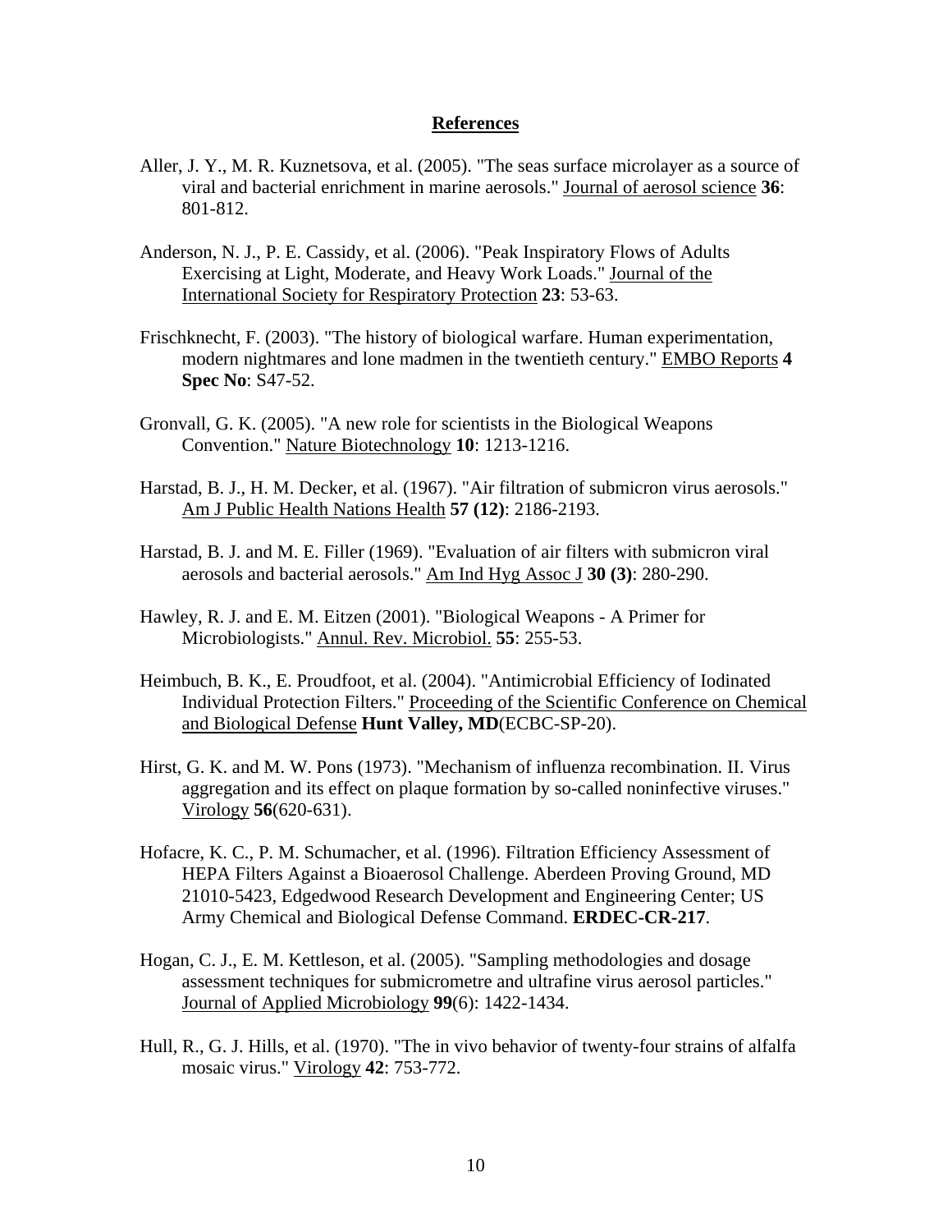## References

Aller, J. Y., M. R. Kuznetsova, et al. (2005). "The seas surface microlayer as a source of viral and bacterial enrichment in marine aerosols." Journal of aerosol science **36**: 801-812.

Anderson, N. J., P. E. Cassidy, et al. (2006). "Peak Inspiratory Flows of Adults Exercising at Light, Moderate, and Heavy Work Loads." Journal of the International Society for Respiratory Protection **23**: 53-63.

Frischknecht, F. (2003). "The history of biological warfare. Human experimentation, modern nightmares and lone madmen in the twentieth century." EMBO Reports **4 Spec No**: S47-52.

Gronvall, G. K. (2005). "A new role for scientists in the Biological Weapons Convention." Nature Biotechnology **10**: 1213-1216.

Harstad, B. J., H. M. Decker, et al. (1967). "Air filtration of submicron virus aerosols." Am J Public Health Nations Health **57 (12)**: 2186-2193.

Harstad, B. J. and M. E. Filler (1969). "Evaluation of air filters with submicron viral aerosols and bacterial aerosols." Am Ind Hyg Assoc J **30 (3)**: 280-290.

Hawley, R. J. and E. M. Eitzen (2001). "Biological Weapons - A Primer for Microbiologists." Annul. Rev. Microbiol. **55**: 255-53.

Heimbuch, B. K., E. Proudfoot, et al. (2004). "Antimicrobial Efficiency of Iodinated Individual Protection Filters." Proceeding of the Scientific Conference on Chemical and Biological Defense **Hunt Valley, MD**(ECBC-SP-20).

Hirst, G. K. and M. W. Pons (1973). "Mechanism of influenza recombination. II. Virus aggregation and its effect on plaque formation by so-called noninfective viruses." Virology **56**(620-631).

Hofacre, K. C., P. M. Schumacher, et al. (1996). Filtration Efficiency Assessment of HEPA Filters Against a Bioaerosol Challenge. Aberdeen Proving Ground, MD 21010-5423, Edgedwood Research Development and Engineering Center; US Army Chemical and Biological Defense Command. **ERDEC-CR-217**.

Hogan, C. J., E. M. Kettleson, et al. (2005). "Sampling methodologies and dosage assessment techniques for submicrometre and ultrafine virus aerosol particles." Journal of Applied Microbiology **99**(6): 1422-1434.

Hull, R., G. J. Hills, et al. (1970). "The in vivo behavior of twenty-four strains of alfalfa mosaic virus." Virology **42**: 753-772.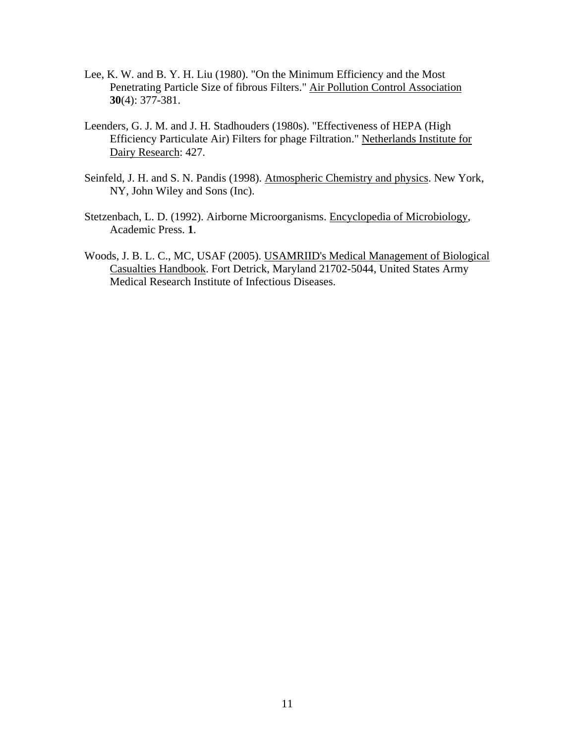Lee, K. W. and B. Y. H. Liu (1980). "On the Minimum Efficiency and the Most Penetrating Particle Size of fibrous Filters." Air Pollution Control Association **30**(4): 377-381.

Leenders, G. J. M. and J. H. Stadhouders (1980s). "Effectiveness of HEPA (High Efficiency Particulate Air) Filters for phage Filtration." Netherlands Institute for Dairy Research: 427.

Seinfeld, J. H. and S. N. Pandis (1998). Atmospheric Chemistry and physics. New York, NY, John Wiley and Sons (Inc).

Stetzenbach, L. D. (1992). Airborne Microorganisms. Encyclopedia of Microbiology, Academic Press. **1**.

Woods, J. B. L. C., MC, USAF (2005). USAMRIID's Medical Management of Biological Casualties Handbook. Fort Detrick, Maryland 21702-5044, United States Army Medical Research Institute of Infectious Diseases.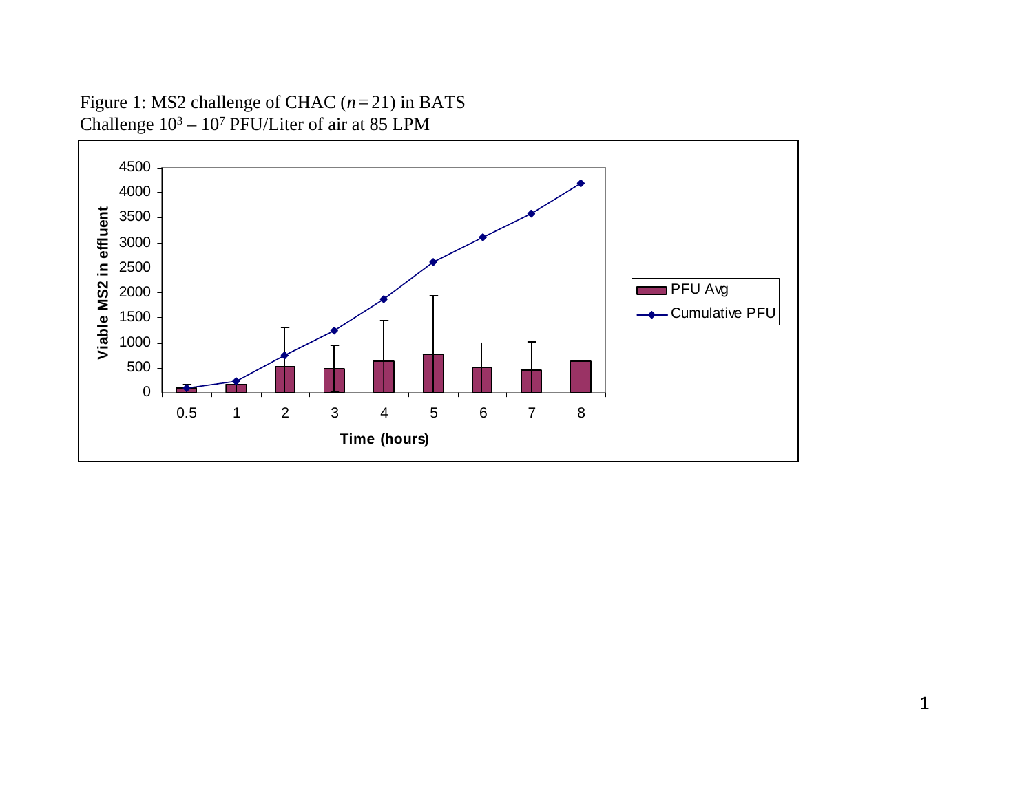Figure 1: MS2 challenge of CHAC ($n = 21$) in BATS
Challenge $10^3 – 10^7$ PFU/Liter of air at 85 LPM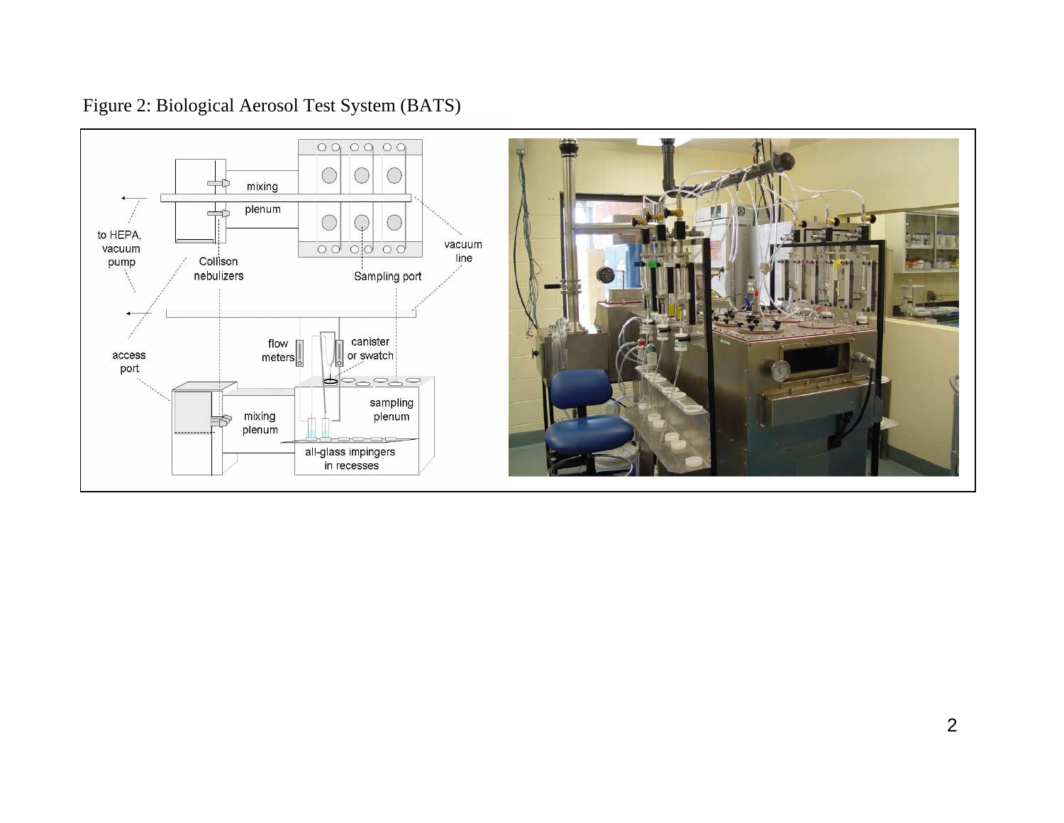Figure 2: Biological Aerosol Test System (BATS)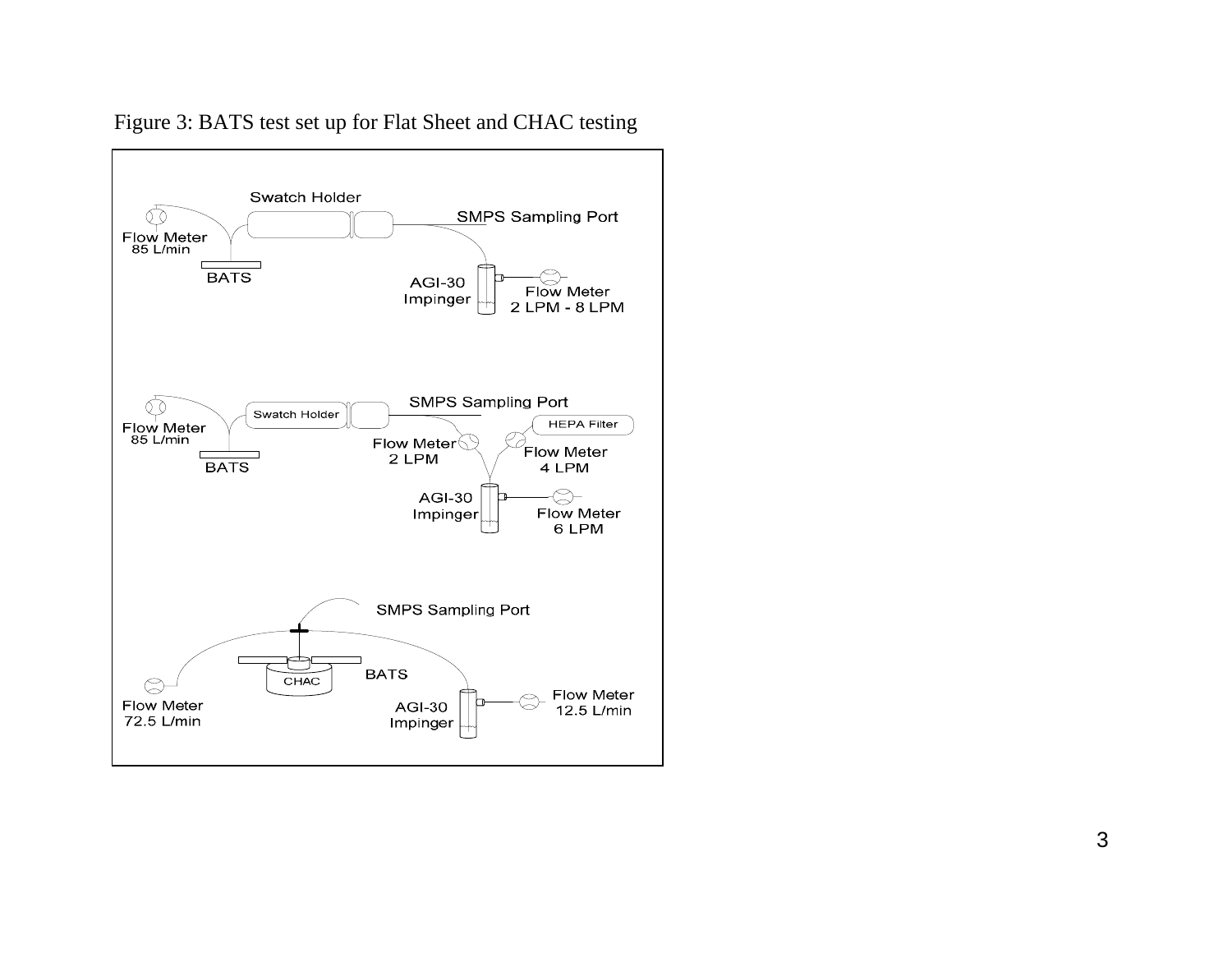Figure 3: BATS test set up for Flat Sheet and CHAC testing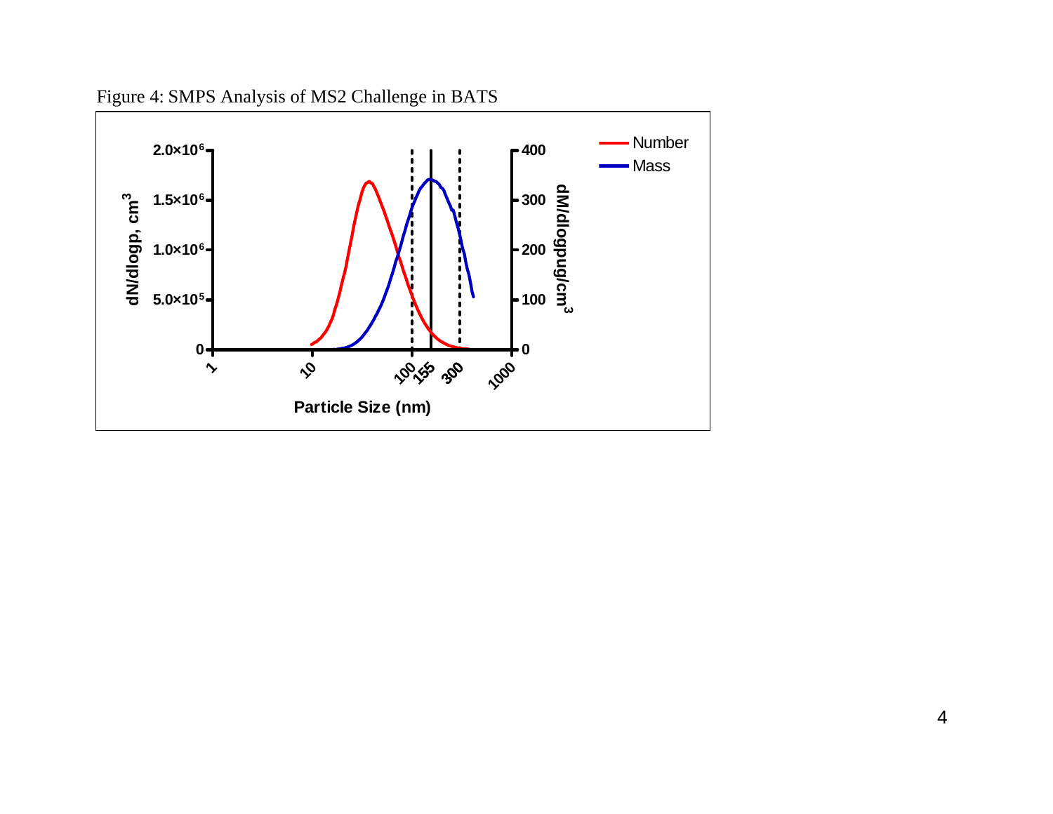Figure 4: SMPS Analysis of MS2 Challenge in BATS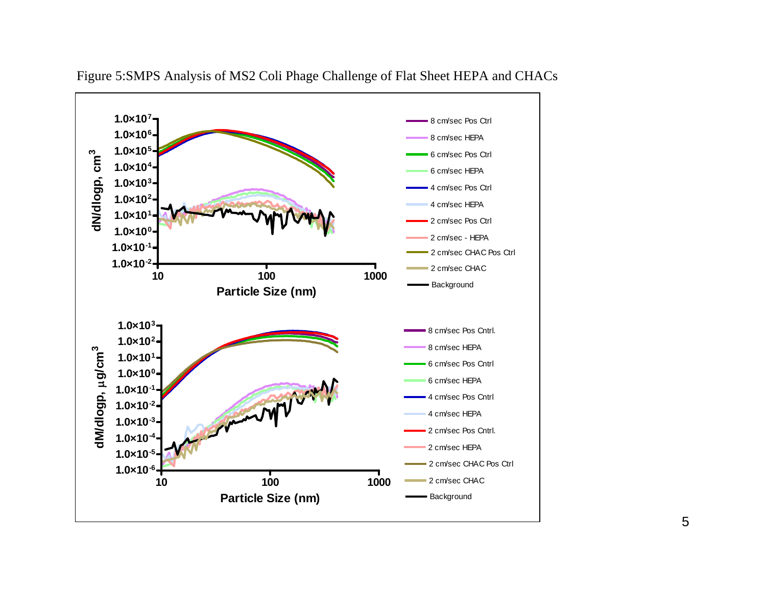Figure 5:SMPS Analysis of MS2 Coli Phage Challenge of Flat Sheet HEPA and CHACs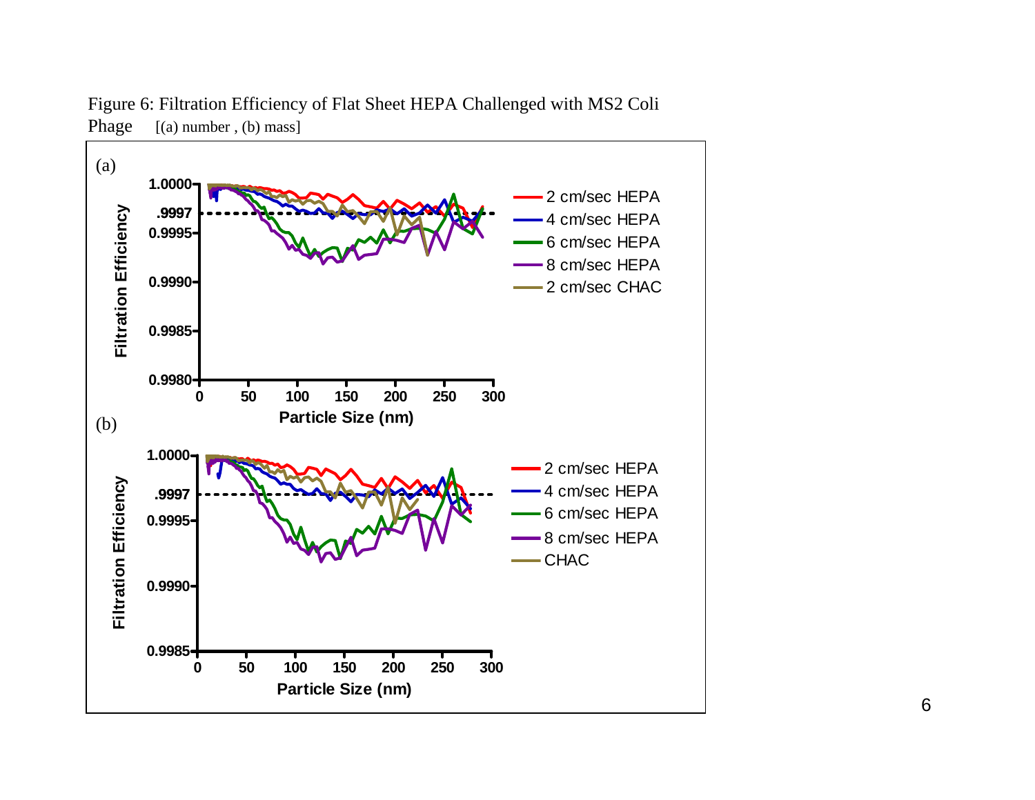Figure 6: Filtration Efficiency of Flat Sheet HEPA Challenged with MS2 Coli Phage [(a) number , (b) mass]

(a)

(b)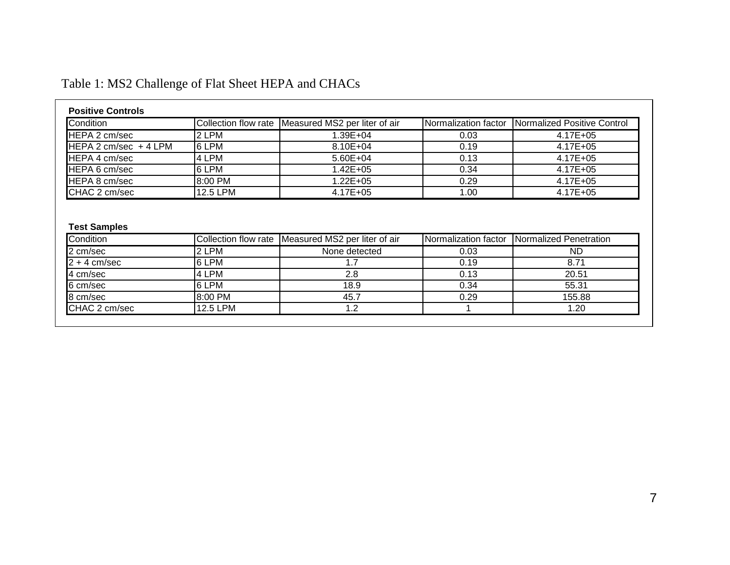Table 1: MS2 Challenge of Flat Sheet HEPA and CHACs

**Positive Controls**

| Condition | Collection flow rate | Measured MS2 per liter of air | Normalization factor | Normalized Positive Control |
|---|---|---|---|---|
| HEPA 2 cm/sec | 2 LPM | 1.39E+04 | 0.03 | 4.17E+05 |
| HEPA 2 cm/sec + 4 LPM | 6 LPM | 8.10E+04 | 0.19 | 4.17E+05 |
| HEPA 4 cm/sec | 4 LPM | 5.60E+04 | 0.13 | 4.17E+05 |
| HEPA 6 cm/sec | 6 LPM | 1.42E+05 | 0.34 | 4.17E+05 |
| HEPA 8 cm/sec | 8:00 PM | 1.22E+05 | 0.29 | 4.17E+05 |
| CHAC 2 cm/sec | 12.5 LPM | 4.17E+05 | 1.00 | 4.17E+05 |

**Test Samples**

| Condition | Collection flow rate | Measured MS2 per liter of air | Normalization factor | Normalized Penetration |
|---|---|---|---|---|
| 2 cm/sec | 2 LPM | None detected | 0.03 | ND |
| 2 + 4 cm/sec | 6 LPM | 1.7 | 0.19 | 8.71 |
| 4 cm/sec | 4 LPM | 2.8 | 0.13 | 20.51 |
| 6 cm/sec | 6 LPM | 18.9 | 0.34 | 55.31 |
| 8 cm/sec | 8:00 PM | 45.7 | 0.29 | 155.88 |
| CHAC 2 cm/sec | 12.5 LPM | 1.2 | 1 | 1.20 |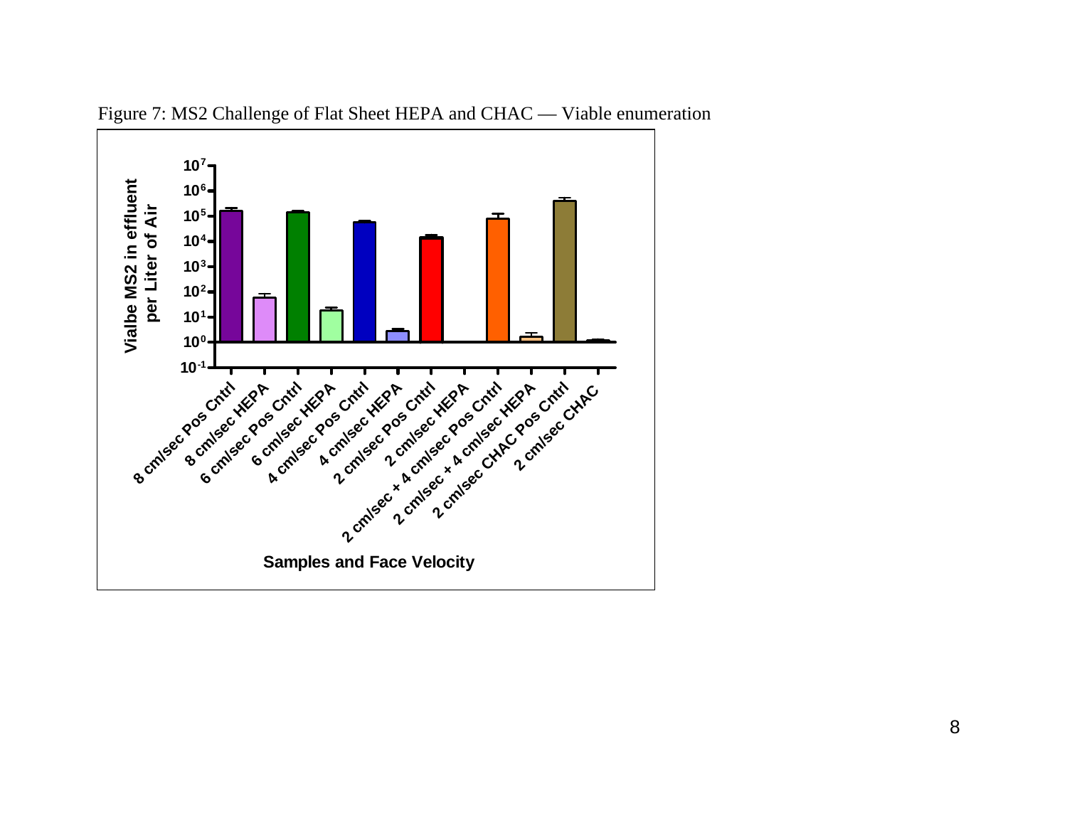Figure 7: MS2 Challenge of Flat Sheet HEPA and CHAC — Viable enumeration

Vialbe MS2 in effluent per Liter of Air

$10^{7}$

$10^{6}$

$10^{5}$

$10^{4}$

$10^{3}$

$10^{2}$

$10^{1}$

$10^{0}$

$10^{-1}$

8 cm/sec Pos Cntrl

8 cm/sec HEPA

6 cm/sec Pos Cntrl

6 cm/sec HEPA

4 cm/sec Pos Cntrl

4 cm/sec HEPA

2 cm/sec Pos Cntrl

2 cm/sec HEPA

2 cm/sec + 4 cm/sec Pos Cntrl

2 cm/sec + 4 cm/sec HEPA

2 cm/sec CHAC Pos Cntrl

2 cm/sec CHAC

Samples and Face Velocity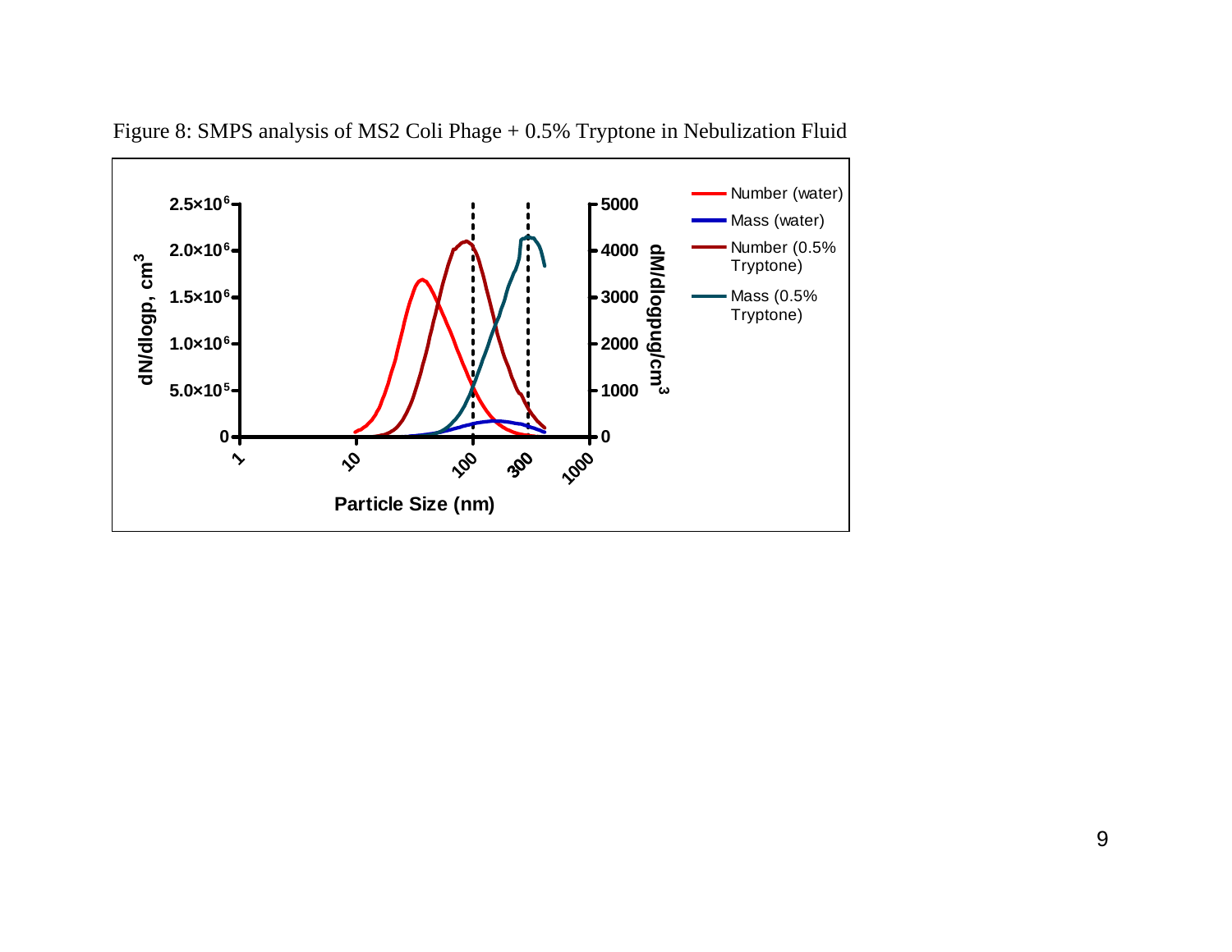Figure 8: SMPS analysis of MS2 Coli Phage + 0.5% Tryptone in Nebulization Fluid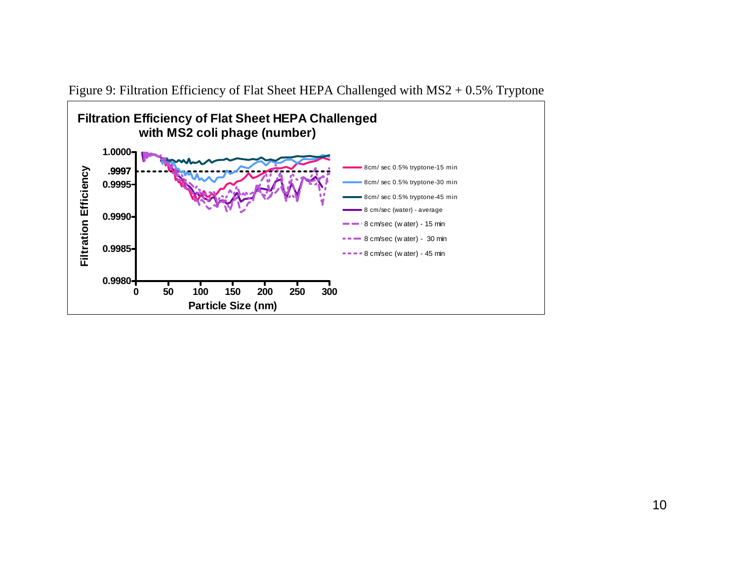Figure 9: Filtration Efficiency of Flat Sheet HEPA Challenged with MS2 + 0.5% Tryptone

**Filtration Efficiency of Flat Sheet HEPA Challenged with MS2 coli phage (number)**

Y-axis: Filtration Efficiency (0.9980, 0.9985, 0.9990, 0.9995, .9997, 1.0000)

X-axis: Particle Size (nm) (0, 50, 100, 150, 200, 250, 300)

Legend:
- 8cm/ sec 0.5% tryptone-15 min
- 8cm/ sec 0.5% tryptone-30 min
- 8cm/ sec 0.5% tryptone-45 min
- 8 cm/sec (water) - average
- 8 cm/sec (water) - 15 min
- 8 cm/sec (water) - 30 min
- 8 cm/sec (water) - 45 min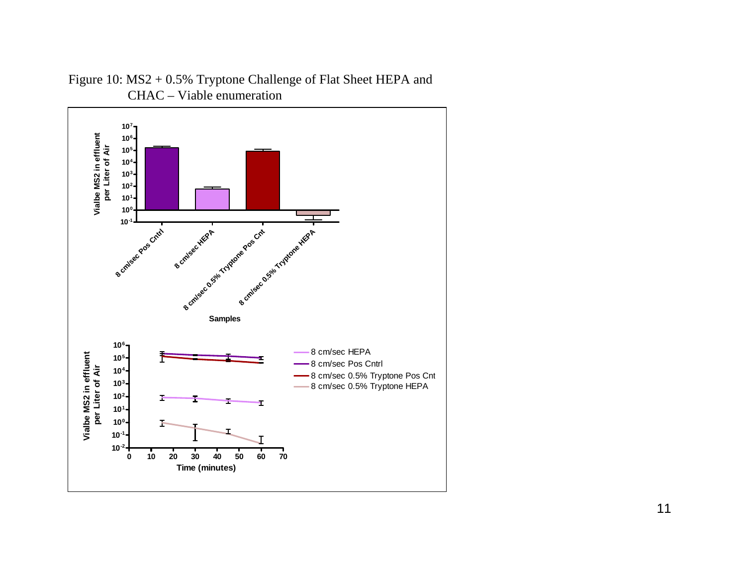Figure 10: MS2 + 0.5% Tryptone Challenge of Flat Sheet HEPA and CHAC – Viable enumeration

Vialbe MS2 in effluent per Liter of Air

$10^{7}$
$10^{6}$
$10^{5}$
$10^{4}$
$10^{3}$
$10^{2}$
$10^{1}$
$10^{0}$
$10^{0}$
$10^{-1}$

8 cm/sec Pos Cntrl
8 cm/sec HEPA
8 cm/sec 0.5% Tryptone Pos Cnt
8 cm/sec 0.5% Tryptone HEPA

Samples

Vialbe MS2 in effluent per Liter of Air

$10^{6}$
$10^{5}$
$10^{4}$
$10^{3}$
$10^{2}$
$10^{1}$
$10^{0}$
$10^{-1}$
$10^{-2}$

0 10 20 30 40 50 60 70

Time (minutes)

8 cm/sec HEPA
8 cm/sec Pos Cntrl
8 cm/sec 0.5% Tryptone Pos Cnt
8 cm/sec 0.5% Tryptone HEPA